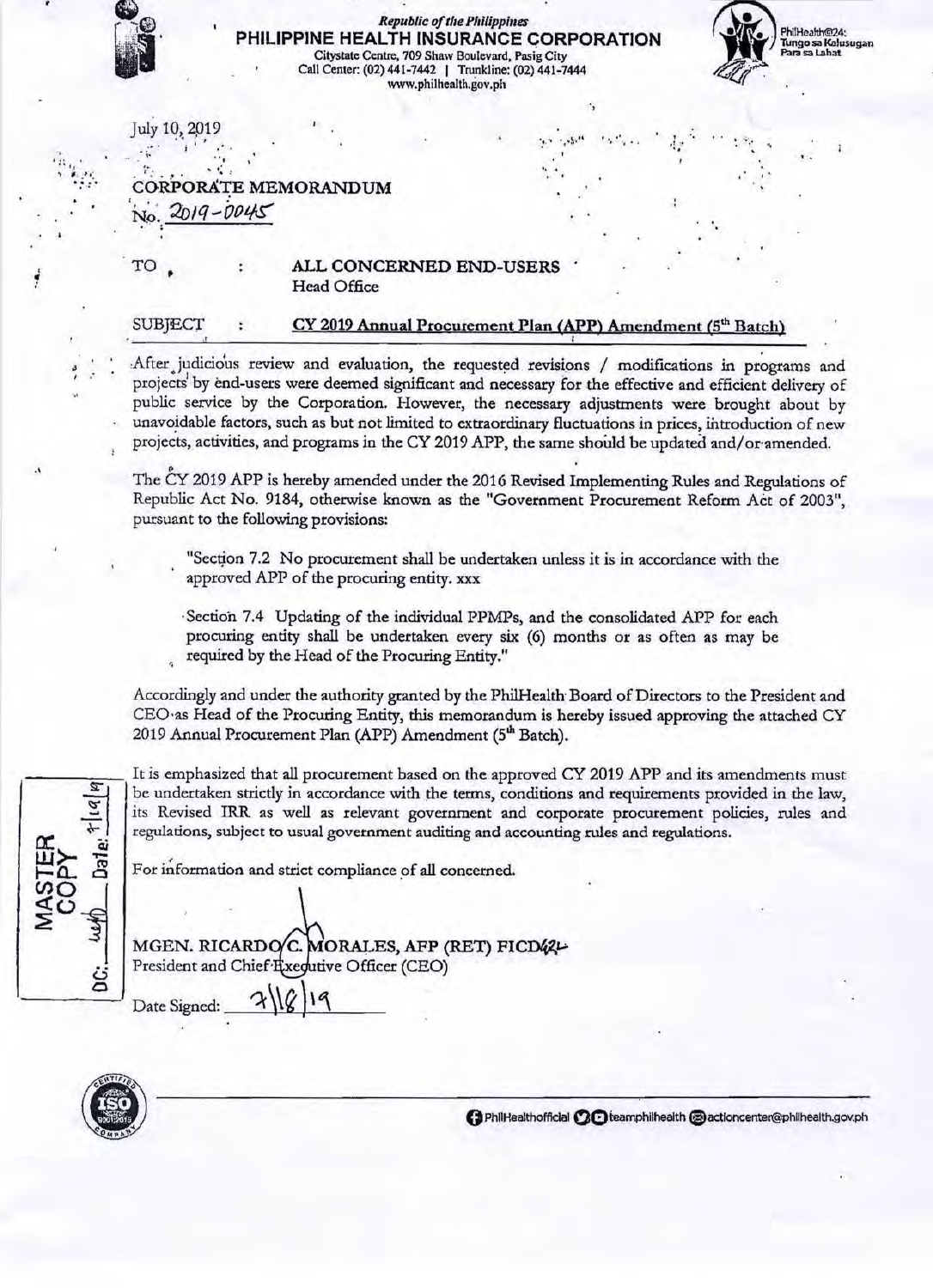Republic of the Philippines

**PHILIPPINE HEALTH INSURANCE CORPORATION**

Citystate Centre, 709 Shaw Boulevard, Pasig City
Call Center: (02) 441-7442 | Trunkline: (02) 441-7444
www.philhealth.gov.ph

PhilHealth@24: Tungo sa Kalusugan Para sa Lahat

July 10, 2019

**CORPORATE MEMORANDUM**
No. 2019-0045

TO : **ALL CONCERNED END-USERS**
Head Office

SUBJECT : **CY 2019 Annual Procurement Plan (APP) Amendment (5th Batch)**

After judicious review and evaluation, the requested revisions / modifications in programs and projects by end-users were deemed significant and necessary for the effective and efficient delivery of public service by the Corporation. However, the necessary adjustments were brought about by unavoidable factors, such as but not limited to extraordinary fluctuations in prices, introduction of new projects, activities, and programs in the CY 2019 APP, the same should be updated and/or amended.

The CY 2019 APP is hereby amended under the 2016 Revised Implementing Rules and Regulations of Republic Act No. 9184, otherwise known as the "Government Procurement Reform Act of 2003", pursuant to the following provisions:

> "Section 7.2 No procurement shall be undertaken unless it is in accordance with the approved APP of the procuring entity. xxx
>
> Section 7.4 Updating of the individual PPMPs, and the consolidated APP for each procuring entity shall be undertaken every six (6) months or as often as may be required by the Head of the Procuring Entity."

Accordingly and under the authority granted by the PhilHealth Board of Directors to the President and CEO as Head of the Procuring Entity, this memorandum is hereby issued approving the attached CY 2019 Annual Procurement Plan (APP) Amendment (5th Batch).

It is emphasized that all procurement based on the approved CY 2019 APP and its amendments must be undertaken strictly in accordance with the terms, conditions and requirements provided in the law, its Revised IRR as well as relevant government and corporate procurement policies, rules and regulations, subject to usual government auditing and accounting rules and regulations.

For information and strict compliance of all concerned.

MGEN. RICARDO C. MORALES, AFP (RET) FICD
President and Chief Executive Officer (CEO)

Date Signed: 7/18/19

MASTER COPY
DC: ___ Date: 7/19/19

PhilHealthofficial teamphilhealth actioncenter@philhealth.gov.ph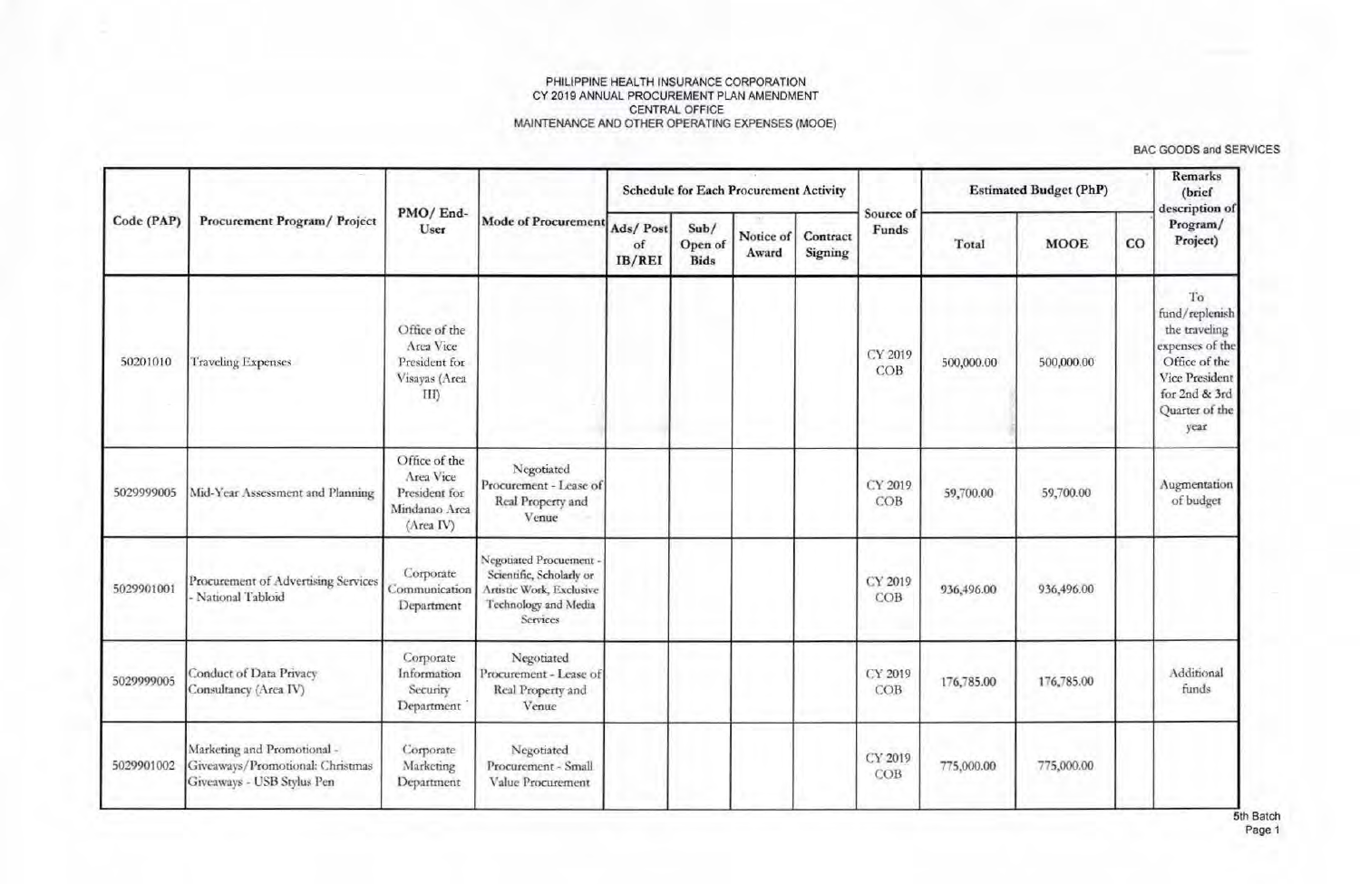PHILIPPINE HEALTH INSURANCE CORPORATION
CY 2019 ANNUAL PROCUREMENT PLAN AMENDMENT
CENTRAL OFFICE
MAINTENANCE AND OTHER OPERATING EXPENSES (MOOE)

BAC GOODS and SERVICES

| Code (PAP) | Procurement Program/ Project | PMO/ End-User | Mode of Procurement | Schedule for Each Procurement Activity | | | | Source of Funds | Estimated Budget (PhP) | | | Remarks (brief description of Program/ Project) |
|---|---|---|---|---|---|---|---|---|---|---|---|---|
| | | | | Ads/ Post of IB/REI | Sub/ Open of Bids | Notice of Award | Contract Signing | | Total | MOOE | CO | |
| 50201010 | Traveling Expenses | Office of the Area Vice President for Visayas (Area III) | | | | | | CY 2019 COB | 500,000.00 | 500,000.00 | | To fund/replenish the traveling expenses of the Office of the Vice President for 2nd & 3rd Quarter of the year |
| 5029999005 | Mid-Year Assessment and Planning | Office of the Area Vice President for Mindanao Area (Area IV) | Negotiated Procurement - Lease of Real Property and Venue | | | | | CY 2019 COB | 59,700.00 | 59,700.00 | | Augmentation of budget |
| 5029901001 | Procurement of Advertising Services - National Tabloid | Corporate Communication Department | Negotiated Procuement - Scientific, Scholarly or Artistic Work, Exclusive Technology and Media Services | | | | | CY 2019 COB | 936,496.00 | 936,496.00 | | |
| 5029999005 | Conduct of Data Privacy Consultancy (Area IV) | Corporate Information Security Department | Negotiated Procurement - Lease of Real Property and Venue | | | | | CY 2019 COB | 176,785.00 | 176,785.00 | | Additional funds |
| 5029901002 | Marketing and Promotional - Giveaways/Promotional: Christmas Giveaways - USB Stylus Pen | Corporate Marketing Department | Negotiated Procurement - Small Value Procurement | | | | | CY 2019 COB | 775,000.00 | 775,000.00 | | |

5th Batch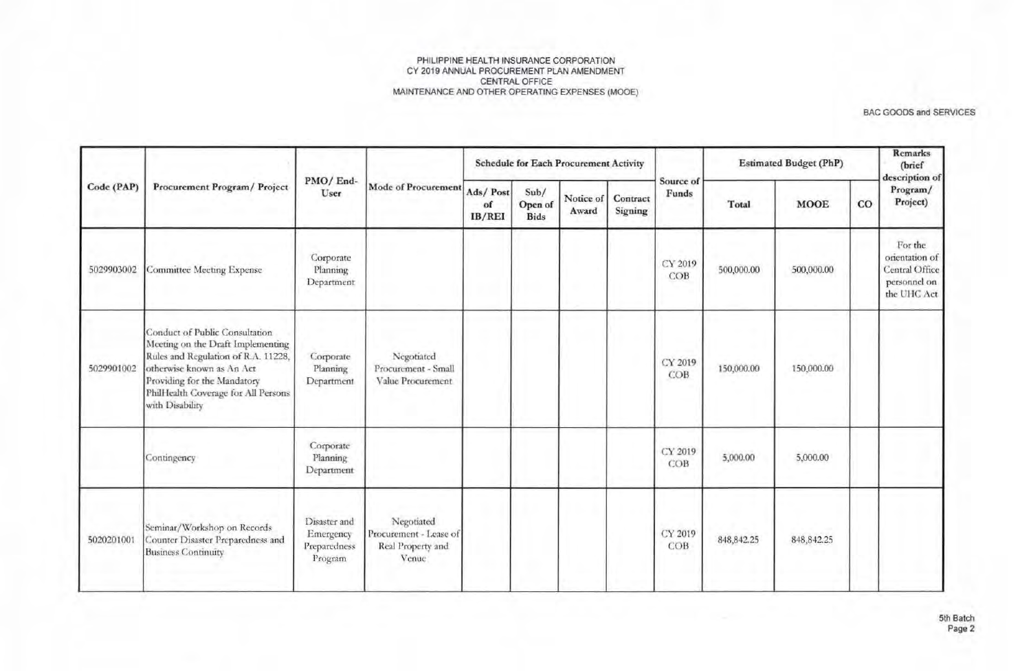PHILIPPINE HEALTH INSURANCE CORPORATION
CY 2019 ANNUAL PROCUREMENT PLAN AMENDMENT
CENTRAL OFFICE
MAINTENANCE AND OTHER OPERATING EXPENSES (MOOE)

BAC GOODS and SERVICES

| Code (PAP) | Procurement Program/ Project | PMO/ End-User | Mode of Procurement | Schedule for Each Procurement Activity | | | | Source of Funds | Estimated Budget (PhP) | | | Remarks (brief description of Program/ Project) |
|---|---|---|---|---|---|---|---|---|---|---|---|---|
| | | | | Ads/ Post of IB/REI | Sub/ Open of Bids | Notice of Award | Contract Signing | | Total | MOOE | CO | |
| 5029903002 | Committee Meeting Expense | Corporate Planning Department | | | | | | CY 2019 COB | 500,000.00 | 500,000.00 | | For the orientation of Central Office personnel on the UHC Act |
| 5029901002 | Conduct of Public Consultation Meeting on the Draft Implementing Rules and Regulation of R.A. 11228, otherwise known as An Act Providing for the Mandatory PhilHealth Coverage for All Persons with Disability | Corporate Planning Department | Negotiated Procurement - Small Value Procurement | | | | | CY 2019 COB | 150,000.00 | 150,000.00 | | |
| | Contingency | Corporate Planning Department | | | | | | CY 2019 COB | 5,000.00 | 5,000.00 | | |
| 5020201001 | Seminar/Workshop on Records Counter Disaster Preparedness and Business Continuity | Disaster and Emergency Preparedness Program | Negotiated Procurement - Lease of Real Property and Venue | | | | | CY 2019 COB | 848,842.25 | 848,842.25 | | |

5th Batch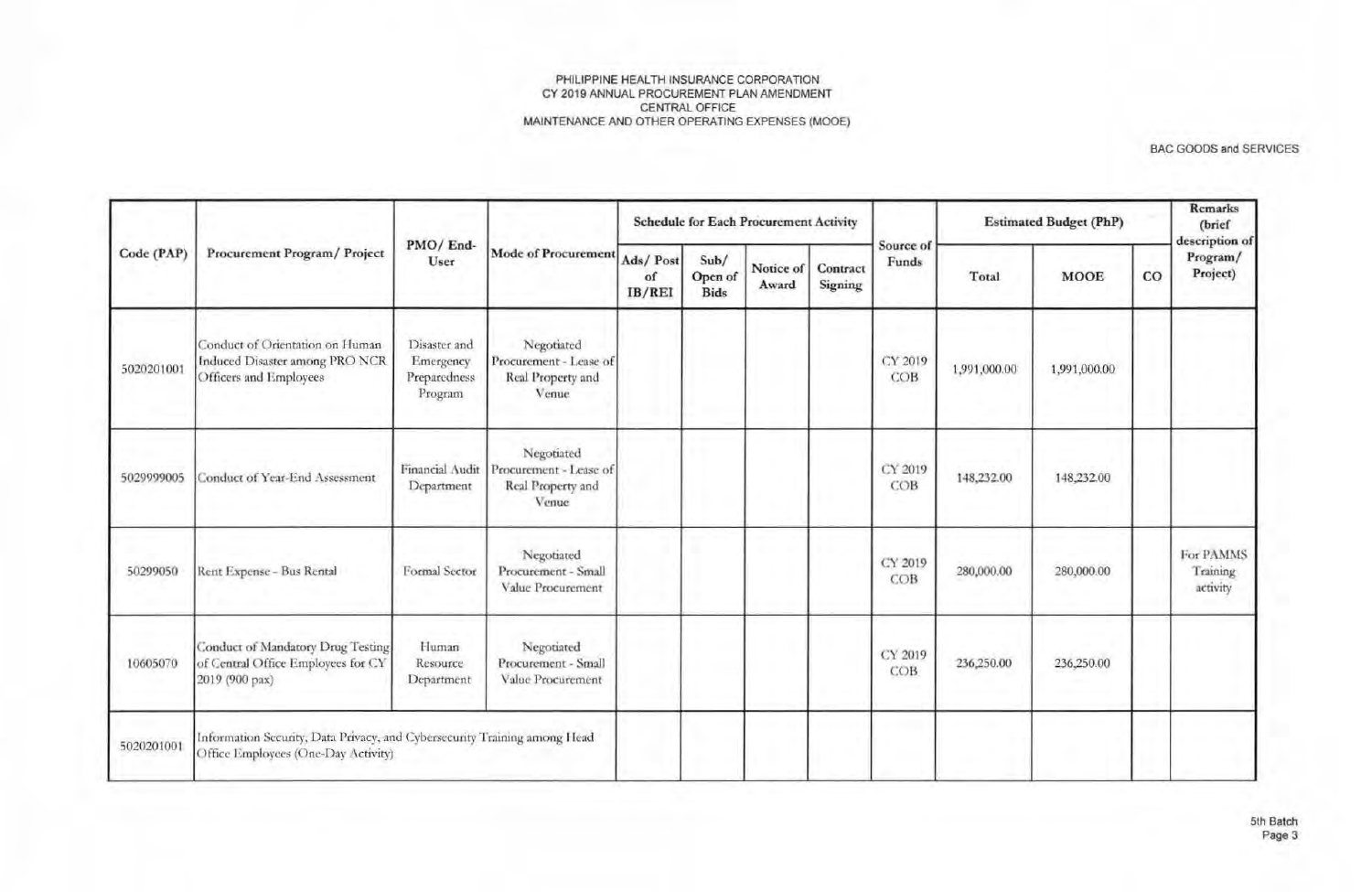PHILIPPINE HEALTH INSURANCE CORPORATION
CY 2019 ANNUAL PROCUREMENT PLAN AMENDMENT
CENTRAL OFFICE
MAINTENANCE AND OTHER OPERATING EXPENSES (MOOE)

BAC GOODS and SERVICES

| Code (PAP) | Procurement Program/ Project | PMO/ End-User | Mode of Procurement | Schedule for Each Procurement Activity | | | | Source of Funds | Estimated Budget (PhP) | | | Remarks (brief description of Program/ Project) |
|---|---|---|---|---|---|---|---|---|---|---|---|---|
| | | | | Ads/ Post of IB/REI | Sub/ Open of Bids | Notice of Award | Contract Signing | | Total | MOOE | CO | |
| 5020201001 | Conduct of Orientation on Human Induced Disaster among PRO NCR Officers and Employees | Disaster and Emergency Preparedness Program | Negotiated Procurement - Lease of Real Property and Venue | | | | | CY 2019 COB | 1,991,000.00 | 1,991,000.00 | | |
| 5029999005 | Conduct of Year-End Assessment | Financial Audit Department | Negotiated Procurement - Lease of Real Property and Venue | | | | | CY 2019 COB | 148,232.00 | 148,232.00 | | |
| 50299050 | Rent Expense - Bus Rental | Formal Sector | Negotiated Procurement - Small Value Procurement | | | | | CY 2019 COB | 280,000.00 | 280,000.00 | | For PAMMS Training activity |
| 10605070 | Conduct of Mandatory Drug Testing of Central Office Employees for CY 2019 (900 pax) | Human Resource Department | Negotiated Procurement - Small Value Procurement | | | | | CY 2019 COB | 236,250.00 | 236,250.00 | | |
| 5020201001 | Information Security, Data Privacy, and Cybersecurity Training among Head Office Employees (One-Day Activity) | | | | | | | | | | | |

5th Batch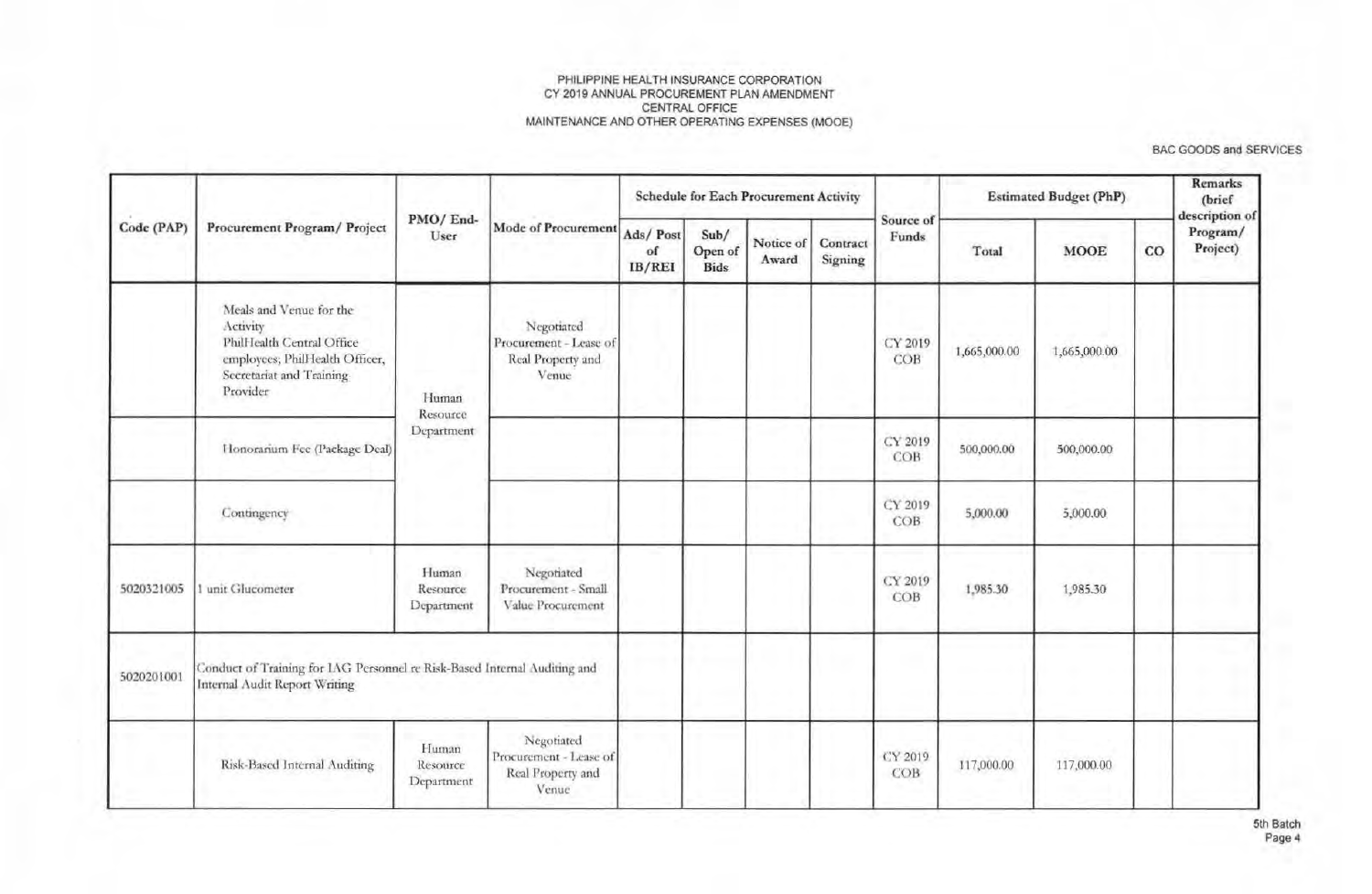PHILIPPINE HEALTH INSURANCE CORPORATION
CY 2019 ANNUAL PROCUREMENT PLAN AMENDMENT
CENTRAL OFFICE
MAINTENANCE AND OTHER OPERATING EXPENSES (MOOE)

BAC GOODS and SERVICES

| Code (PAP) | Procurement Program/ Project | PMO/ End-User | Mode of Procurement | Schedule for Each Procurement Activity | | | | Source of Funds | Estimated Budget (PhP) | | | Remarks (brief description of Program/ Project) |
|---|---|---|---|---|---|---|---|---|---|---|---|---|
| | | | | Ads/ Post of IB/REI | Sub/ Open of Bids | Notice of Award | Contract Signing | | Total | MOOE | CO | |
| | Meals and Venue for the Activity PhilHealth Central Office employees; PhilHealth Officer, Secretariat and Training Provider | Human Resource Department | Negotiated Procurement - Lease of Real Property and Venue | | | | | CY 2019 COB | 1,665,000.00 | 1,665,000.00 | | |
| | Honorarium Fee (Package Deal) | | | | | | | CY 2019 COB | 500,000.00 | 500,000.00 | | |
| | Contingency | | | | | | | CY 2019 COB | 5,000.00 | 5,000.00 | | |
| 5020321005 | 1 unit Glucometer | Human Resource Department | Negotiated Procurement - Small Value Procurement | | | | | CY 2019 COB | 1,985.30 | 1,985.30 | | |
| 5020201001 | Conduct of Training for IAG Personnel re Risk-Based Internal Auditing and Internal Audit Report Writing | | | | | | | | | | | |
| | Risk-Based Internal Auditing | Human Resource Department | Negotiated Procurement - Lease of Real Property and Venue | | | | | CY 2019 COB | 117,000.00 | 117,000.00 | | |

5th Batch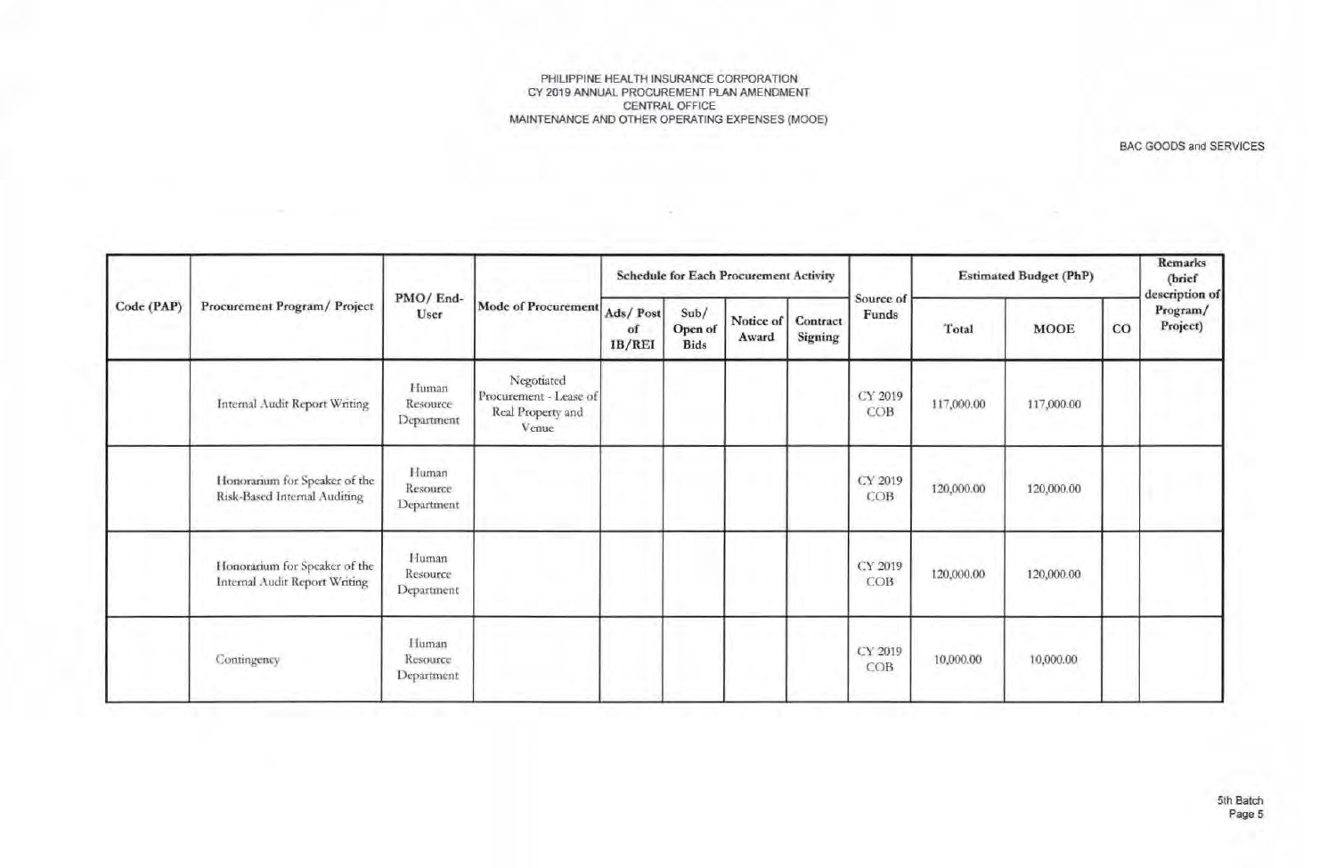PHILIPPINE HEALTH INSURANCE CORPORATION
CY 2019 ANNUAL PROCUREMENT PLAN AMENDMENT
CENTRAL OFFICE
MAINTENANCE AND OTHER OPERATING EXPENSES (MOOE)

BAC GOODS and SERVICES

| Code (PAP) | Procurement Program/ Project | PMO/ End-User | Mode of Procurement | Schedule for Each Procurement Activity | | | | Source of Funds | Estimated Budget (PhP) | | | Remarks (brief description of Program/ Project) |
|---|---|---|---|---|---|---|---|---|---|---|---|---|
| | | | | Ads/ Post of IB/REI | Sub/ Open of Bids | Notice of Award | Contract Signing | | Total | MOOE | CO | |
| | Internal Audit Report Writing | Human Resource Department | Negotiated Procurement - Lease of Real Property and Venue | | | | | CY 2019 COB | 117,000.00 | 117,000.00 | | |
| | Honorarium for Speaker of the Risk-Based Internal Auditing | Human Resource Department | | | | | | CY 2019 COB | 120,000.00 | 120,000.00 | | |
| | Honorarium for Speaker of the Internal Audit Report Writing | Human Resource Department | | | | | | CY 2019 COB | 120,000.00 | 120,000.00 | | |
| | Contingency | Human Resource Department | | | | | | CY 2019 COB | 10,000.00 | 10,000.00 | | |

5th Batch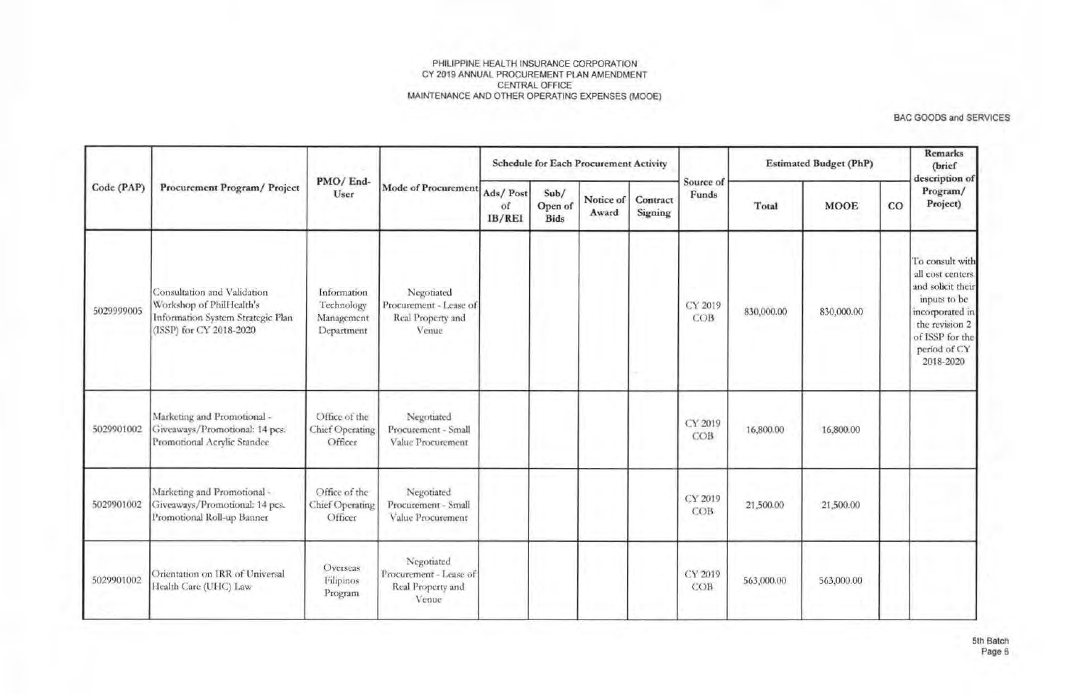PHILIPPINE HEALTH INSURANCE CORPORATION
CY 2019 ANNUAL PROCUREMENT PLAN AMENDMENT
CENTRAL OFFICE
MAINTENANCE AND OTHER OPERATING EXPENSES (MOOE)

BAC GOODS and SERVICES

| Code (PAP) | Procurement Program/ Project | PMO/ End-User | Mode of Procurement | Schedule for Each Procurement Activity | | | | Source of Funds | Estimated Budget (PhP) | | | Remarks (brief description of Program/ Project) |
|---|---|---|---|---|---|---|---|---|---|---|---|---|
| | | | | Ads/ Post of IB/REI | Sub/ Open of Bids | Notice of Award | Contract Signing | | Total | MOOE | CO | |
| 5029999005 | Consultation and Validation Workshop of PhilHealth's Information System Strategic Plan (ISSP) for CY 2018-2020 | Information Technology Management Department | Negotiated Procurement - Lease of Real Property and Venue | | | | | CY 2019 COB | 830,000.00 | 830,000.00 | | To consult with all cost centers and solicit their inputs to be incorporated in the revision 2 of ISSP for the period of CY 2018-2020 |
| 5029901002 | Marketing and Promotional - Giveaways/Promotional: 14 pcs. Promotional Acrylic Standee | Office of the Chief Operating Officer | Negotiated Procurement - Small Value Procurement | | | | | CY 2019 COB | 16,800.00 | 16,800.00 | | |
| 5029901002 | Marketing and Promotional - Giveaways/Promotional: 14 pcs. Promotional Roll-up Banner | Office of the Chief Operating Officer | Negotiated Procurement - Small Value Procurement | | | | | CY 2019 COB | 21,500.00 | 21,500.00 | | |
| 5029901002 | Orientation on IRR of Universal Health Care (UHC) Law | Overseas Filipinos Program | Negotiated Procurement - Lease of Real Property and Venue | | | | | CY 2019 COB | 563,000.00 | 563,000.00 | | |

5th Batch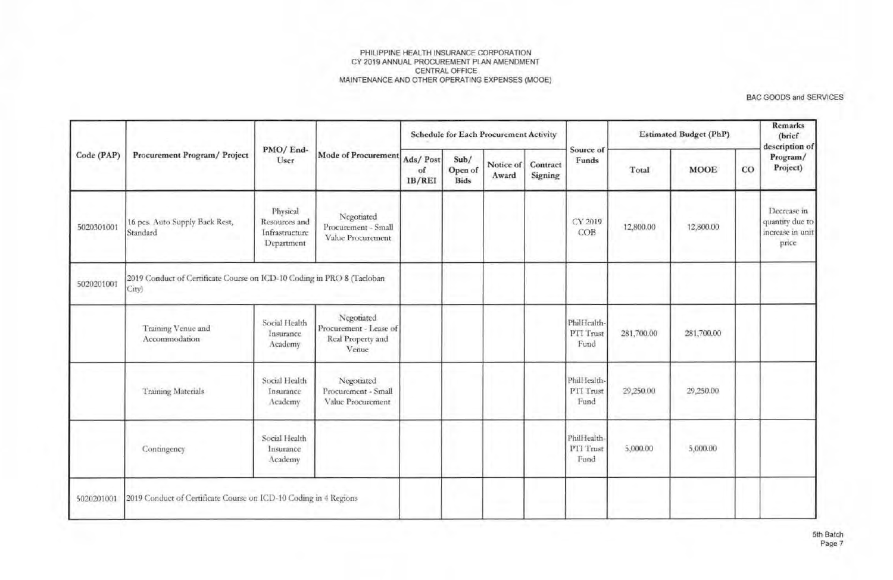PHILIPPINE HEALTH INSURANCE CORPORATION
CY 2019 ANNUAL PROCUREMENT PLAN AMENDMENT
CENTRAL OFFICE
MAINTENANCE AND OTHER OPERATING EXPENSES (MOOE)

BAC GOODS and SERVICES

| Code (PAP) | Procurement Program/ Project | PMO/ End-User | Mode of Procurement | Schedule for Each Procurement Activity | | | | Source of Funds | Estimated Budget (PhP) | | | Remarks (brief description of Program/ Project) |
|---|---|---|---|---|---|---|---|---|---|---|---|---|
| | | | | Ads/ Post of IB/REI | Sub/ Open of Bids | Notice of Award | Contract Signing | | Total | MOOE | CO | |
| 5020301001 | 16 pcs. Auto Supply Back Rest, Standard | Physical Resources and Infrastructure Department | Negotiated Procurement - Small Value Procurement | | | | | CY 2019 COB | 12,800.00 | 12,800.00 | | Decrease in quantity due to increase in unit price |
| 5020201001 | 2019 Conduct of Certificate Course on ICD-10 Coding in PRO 8 (Tacloban City) | | | | | | | | | | | |
| | Training Venue and Accommodation | Social Health Insurance Academy | Negotiated Procurement - Lease of Real Property and Venue | | | | | PhilHealth-PTI Trust Fund | 281,700.00 | 281,700.00 | | |
| | Training Materials | Social Health Insurance Academy | Negotiated Procurement - Small Value Procurement | | | | | PhilHealth-PTI Trust Fund | 29,250.00 | 29,250.00 | | |
| | Contingency | Social Health Insurance Academy | | | | | | PhilHealth-PTI Trust Fund | 5,000.00 | 5,000.00 | | |
| 5020201001 | 2019 Conduct of Certificate Course on ICD-10 Coding in 4 Regions | | | | | | | | | | | |

5th Batch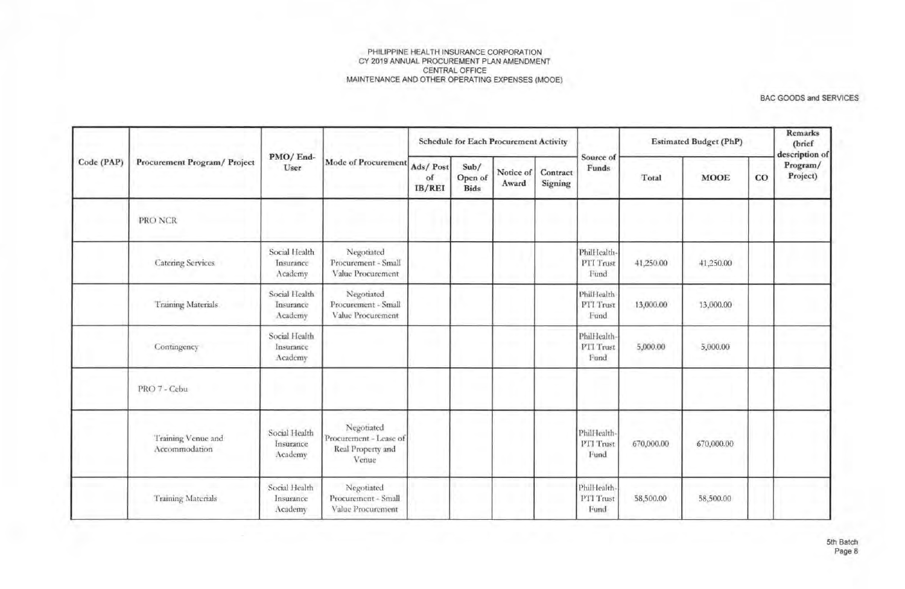PHILIPPINE HEALTH INSURANCE CORPORATION
CY 2019 ANNUAL PROCUREMENT PLAN AMENDMENT
CENTRAL OFFICE
MAINTENANCE AND OTHER OPERATING EXPENSES (MOOE)

BAC GOODS and SERVICES

| Code (PAP) | Procurement Program/ Project | PMO/ End-User | Mode of Procurement | Schedule for Each Procurement Activity | | | | Source of Funds | Estimated Budget (PhP) | | | Remarks (brief description of Program/ Project) |
|---|---|---|---|---|---|---|---|---|---|---|---|---|
| | | | | Ads/ Post of IB/REI | Sub/ Open of Bids | Notice of Award | Contract Signing | | Total | MOOE | CO | |
| | PRO NCR | | | | | | | | | | | |
| | Catering Services | Social Health Insurance Academy | Negotiated Procurement - Small Value Procurement | | | | | PhilHealth-PTI Trust Fund | 41,250.00 | 41,250.00 | | |
| | Training Materials | Social Health Insurance Academy | Negotiated Procurement - Small Value Procurement | | | | | PhilHealth-PTI Trust Fund | 13,000.00 | 13,000.00 | | |
| | Contingency | Social Health Insurance Academy | | | | | | PhilHealth-PTI Trust Fund | 5,000.00 | 5,000.00 | | |
| | PRO 7 - Cebu | | | | | | | | | | | |
| | Training Venue and Accommodation | Social Health Insurance Academy | Negotiated Procurement - Lease of Real Property and Venue | | | | | PhilHealth-PTI Trust Fund | 670,000.00 | 670,000.00 | | |
| | Training Materials | Social Health Insurance Academy | Negotiated Procurement - Small Value Procurement | | | | | PhilHealth-PTI Trust Fund | 58,500.00 | 58,500.00 | | |

5th Batch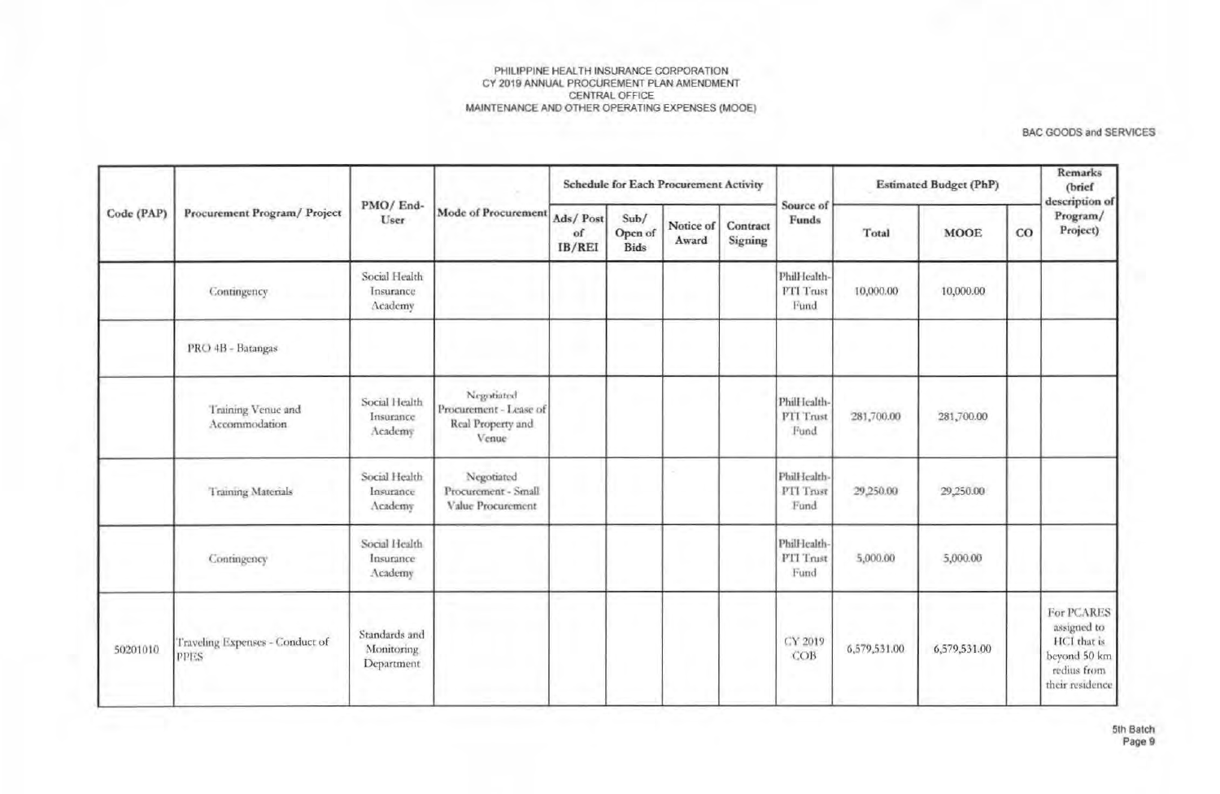PHILIPPINE HEALTH INSURANCE CORPORATION
CY 2019 ANNUAL PROCUREMENT PLAN AMENDMENT
CENTRAL OFFICE
MAINTENANCE AND OTHER OPERATING EXPENSES (MOOE)

BAC GOODS and SERVICES

| Code (PAP) | Procurement Program/ Project | PMO/ End-User | Mode of Procurement | Schedule for Each Procurement Activity | | | | Source of Funds | Estimated Budget (PhP) | | | Remarks (brief description of Program/ Project) |
|---|---|---|---|---|---|---|---|---|---|---|---|---|
| | | | | Ads/ Post of IB/REI | Sub/ Open of Bids | Notice of Award | Contract Signing | | Total | MOOE | CO | |
| | Contingency | Social Health Insurance Academy | | | | | | PhilHealth-PTI Trust Fund | 10,000.00 | 10,000.00 | | |
| | PRO 4B - Batangas | | | | | | | | | | | |
| | Training Venue and Accommodation | Social Health Insurance Academy | Negotiated Procurement - Lease of Real Property and Venue | | | | | PhilHealth-PTI Trust Fund | 281,700.00 | 281,700.00 | | |
| | Training Materials | Social Health Insurance Academy | Negotiated Procurement - Small Value Procurement | | | | | PhilHealth-PTI Trust Fund | 29,250.00 | 29,250.00 | | |
| | Contingency | Social Health Insurance Academy | | | | | | PhilHealth-PTI Trust Fund | 5,000.00 | 5,000.00 | | |
| 50201010 | Traveling Expenses - Conduct of PPES | Standards and Monitoring Department | | | | | | CY 2019 COB | 6,579,531.00 | 6,579,531.00 | | For PCARES assigned to HCI that is beyond 50 km radius from their residence |

5th Batch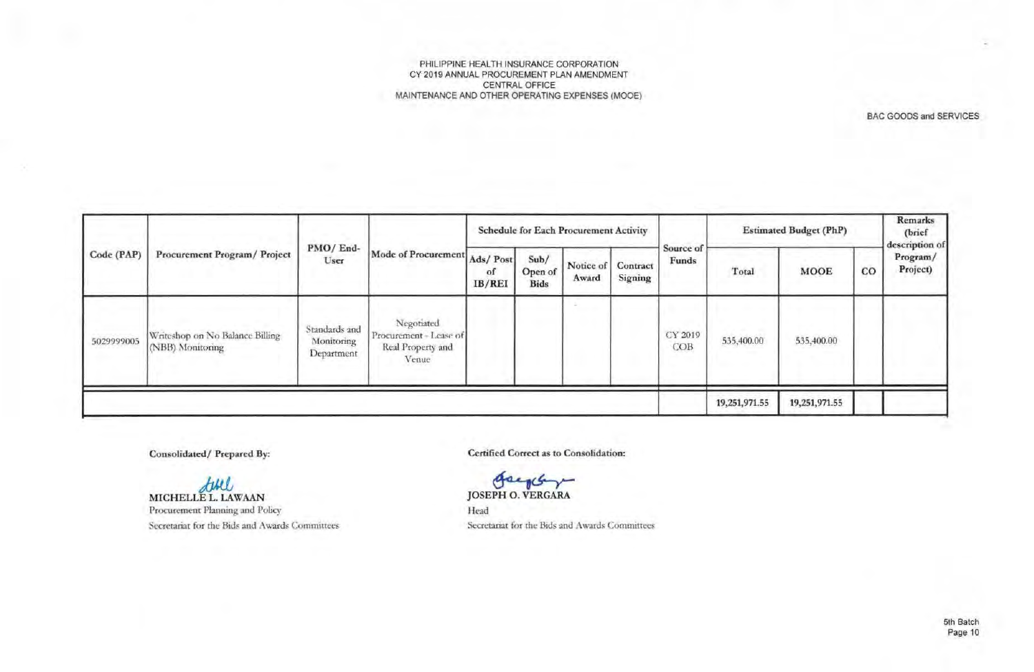PHILIPPINE HEALTH INSURANCE CORPORATION
CY 2019 ANNUAL PROCUREMENT PLAN AMENDMENT
CENTRAL OFFICE
MAINTENANCE AND OTHER OPERATING EXPENSES (MOOE)

BAC GOODS and SERVICES

| Code (PAP) | Procurement Program/ Project | PMO/ End-User | Mode of Procurement | Schedule for Each Procurement Activity | | | | Source of Funds | Estimated Budget (PhP) | | | Remarks (brief description of Program/ Project) |
|---|---|---|---|---|---|---|---|---|---|---|---|---|
| | | | | Ads/ Post of IB/REI | Sub/ Open of Bids | Notice of Award | Contract Signing | | Total | MOOE | CO | |
| 5029999005 | Writeshop on No Balance Billing (NBB) Monitoring | Standards and Monitoring Department | Negotiated Procurement - Lease of Real Property and Venue | | | | | CY 2019 COB | 535,400.00 | 535,400.00 | | |
| | | | | | | | | | 19,251,971.55 | 19,251,971.55 | | |

**Consolidated/ Prepared By:**

**MICHELLE L. LAWAAN**
Procurement Planning and Policy
Secretariat for the Bids and Awards Committees

**Certified Correct as to Consolidation:**

**JOSEPH O. VERGARA**
Head
Secretariat for the Bids and Awards Committees

5th Batch